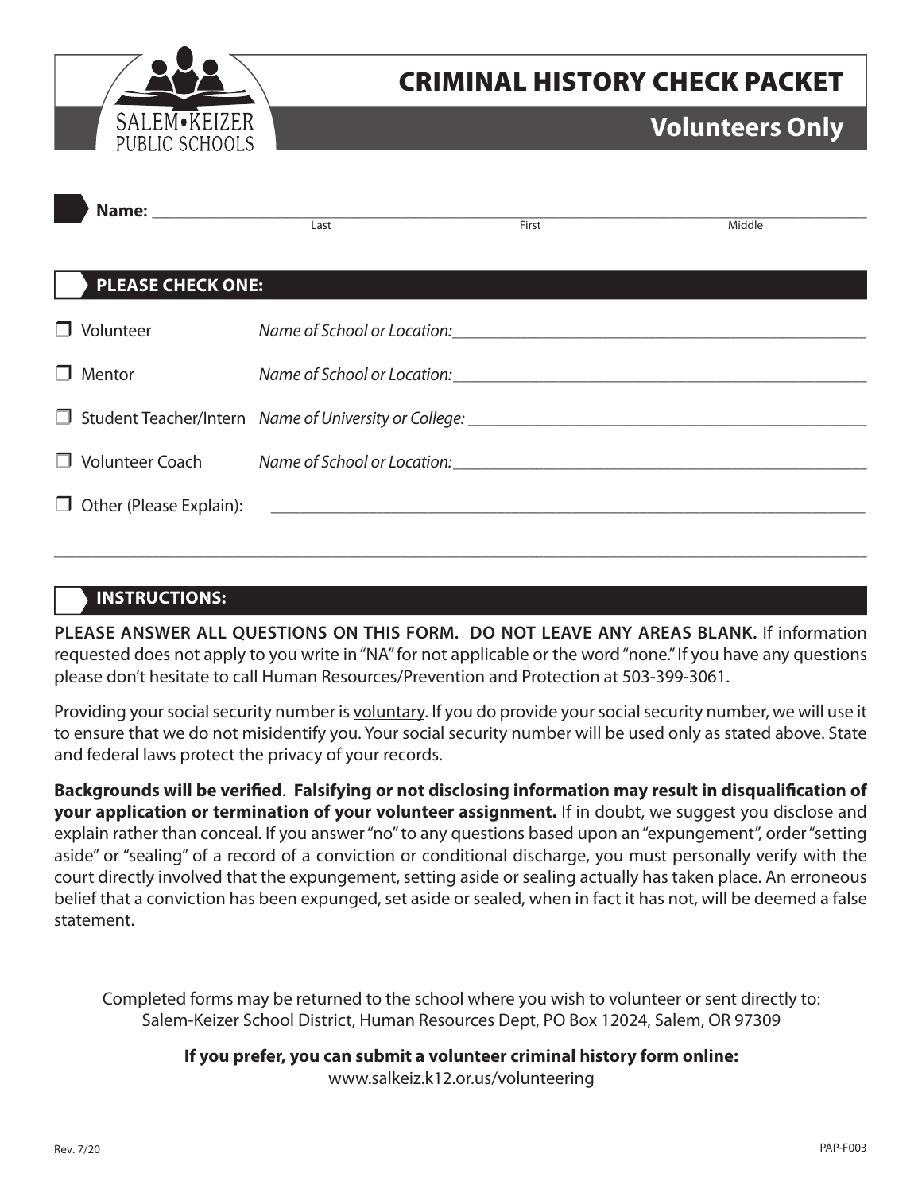# CRITICAL HISTORY CHECK PACKET

## Volunteers Only

SALEM•KEIZER PUBLIC SCHOOLS

**Name:** ________________________________________________
Last                    First                    Middle

### PLEASE CHECK ONE:

- ☐ Volunteer — *Name of School or Location:* ____________________
- ☐ Mentor — *Name of School or Location:* ____________________
- ☐ Student Teacher/Intern — *Name of University or College:* ____________________
- ☐ Volunteer Coach — *Name of School or Location:* ____________________
- ☐ Other (Please Explain): ____________________

### INSTRUCTIONS:

**PLEASE ANSWER ALL QUESTIONS ON THIS FORM. DO NOT LEAVE ANY AREAS BLANK.** If information requested does not apply to you write in "NA" for not applicable or the word "none." If you have any questions please don't hesitate to call Human Resources/Prevention and Protection at 503-399-3061.

Providing your social security number is voluntary. If you do provide your social security number, we will use it to ensure that we do not misidentify you. Your social security number will be used only as stated above. State and federal laws protect the privacy of your records.

**Backgrounds will be verified**. **Falsifying or not disclosing information may result in disqualification of your application or termination of your volunteer assignment.** If in doubt, we suggest you disclose and explain rather than conceal. If you answer "no" to any questions based upon an "expungement", order "setting aside" or "sealing" of a record of a conviction or conditional discharge, you must personally verify with the court directly involved that the expungement, setting aside or sealing actually has taken place. An erroneous belief that a conviction has been expunged, set aside or sealed, when in fact it has not, will be deemed a false statement.

Completed forms may be returned to the school where you wish to volunteer or sent directly to:
Salem-Keizer School District, Human Resources Dept, PO Box 12024, Salem, OR 97309

**If you prefer, you can submit a volunteer criminal history form online:**
www.salkeiz.k12.or.us/volunteering

Rev. 7/20    PAP-F003

# CRIMINAL HISTORY CHECK PACKET

## Volunteers Only

SALEM•KEIZER PUBLIC SCHOOLS

**Name:** ________________________________________________
Last                    First                    Middle

### PLEASE CHECK ONE:

- ☐ Volunteer — *Name of School or Location:* ____________________
- ☐ Mentor — *Name of School or Location:* ____________________
- ☐ Student Teacher/Intern — *Name of University or College:* ____________________
- ☐ Volunteer Coach — *Name of School or Location:* ____________________
- ☐ Other (Please Explain): ____________________

### INSTRUCTIONS:

**PLEASE ANSWER ALL QUESTIONS ON THIS FORM. DO NOT LEAVE ANY AREAS BLANK.** If information requested does not apply to you write in "NA" for not applicable or the word "none." If you have any questions please don't hesitate to call Human Resources/Prevention and Protection at 503-399-3061.

Providing your social security number is voluntary. If you do provide your social security number, we will use it to ensure that we do not misidentify you. Your social security number will be used only as stated above. State and federal laws protect the privacy of your records.

**Backgrounds will be verified**. **Falsifying or not disclosing information may result in disqualification of your application or termination of your volunteer assignment.** If in doubt, we suggest you disclose and explain rather than conceal. If you answer "no" to any questions based upon an "expungement", order "setting aside" or "sealing" of a record of a conviction or conditional discharge, you must personally verify with the court directly involved that the expungement, setting aside or sealing actually has taken place. An erroneous belief that a conviction has been expunged, set aside or sealed, when in fact it has not, will be deemed a false statement.

Completed forms may be returned to the school where you wish to volunteer or sent directly to:
Salem-Keizer School District, Human Resources Dept, PO Box 12024, Salem, OR 97309

**If you prefer, you can submit a volunteer criminal history form online:**
www.salkeiz.k12.or.us/volunteering

Rev. 7/20    PAP-F003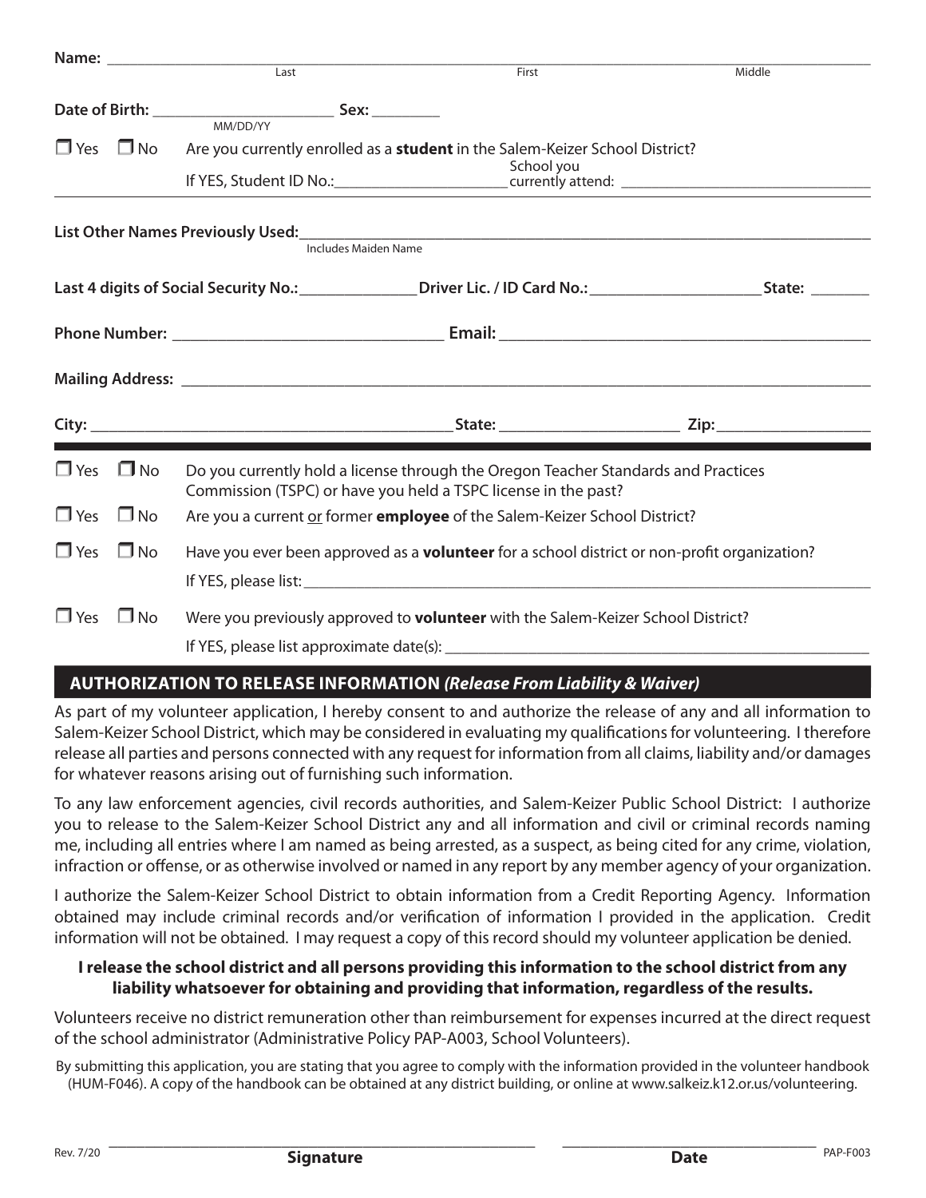**Name:** ______________________________________________
Last First Middle

**Date of Birth:** ____________________ **Sex:** ________
MM/DD/YY

☐ Yes ☐ No Are you currently enrolled as a **student** in the Salem-Keizer School District?

If YES, Student ID No.:____________________ School you currently attend: ____________________________

---

**List Other Names Previously Used:**______________________________________________
Includes Maiden Name

**Last 4 digits of Social Security No.:**_____________ **Driver Lic. / ID Card No.:**__________________ **State:** _______

**Phone Number:** ______________________________ **Email:** ________________________________________

**Mailing Address:** ________________________________________________________________________________

**City:** ________________________________________ **State:** ____________________ **Zip:**_________________

---

☐ Yes ☐ No Do you currently hold a license through the Oregon Teacher Standards and Practices Commission (TSPC) or have you held a TSPC license in the past?

☐ Yes ☐ No Are you a current or former **employee** of the Salem-Keizer School District?

☐ Yes ☐ No Have you ever been approved as a **volunteer** for a school district or non-profit organization?

If YES, please list: ______________________________________________________________________

☐ Yes ☐ No Were you previously approved to **volunteer** with the Salem-Keizer School District?

If YES, please list approximate date(s): ____________________________________________________

## AUTHORIZATION TO RELEASE INFORMATION *(Release From Liability & Waiver)*

As part of my volunteer application, I hereby consent to and authorize the release of any and all information to Salem-Keizer School District, which may be considered in evaluating my qualifications for volunteering. I therefore release all parties and persons connected with any request for information from all claims, liability and/or damages for whatever reasons arising out of furnishing such information.

To any law enforcement agencies, civil records authorities, and Salem-Keizer Public School District: I authorize you to release to the Salem-Keizer School District any and all information and civil or criminal records naming me, including all entries where I am named as being arrested, as a suspect, as being cited for any crime, violation, infraction or offense, or as otherwise involved or named in any report by any member agency of your organization.

I authorize the Salem-Keizer School District to obtain information from a Credit Reporting Agency. Information obtained may include criminal records and/or verification of information I provided in the application. Credit information will not be obtained. I may request a copy of this record should my volunteer application be denied.

**I release the school district and all persons providing this information to the school district from any liability whatsoever for obtaining and providing that information, regardless of the results.**

Volunteers receive no district remuneration other than reimbursement for expenses incurred at the direct request of the school administrator (Administrative Policy PAP-A003, School Volunteers).

By submitting this application, you are stating that you agree to comply with the information provided in the volunteer handbook (HUM-F046). A copy of the handbook can be obtained at any district building, or online at www.salkeiz.k12.or.us/volunteering.

Rev. 7/20 ______________________________________ **Signature** ____________________ **Date** PAP-F003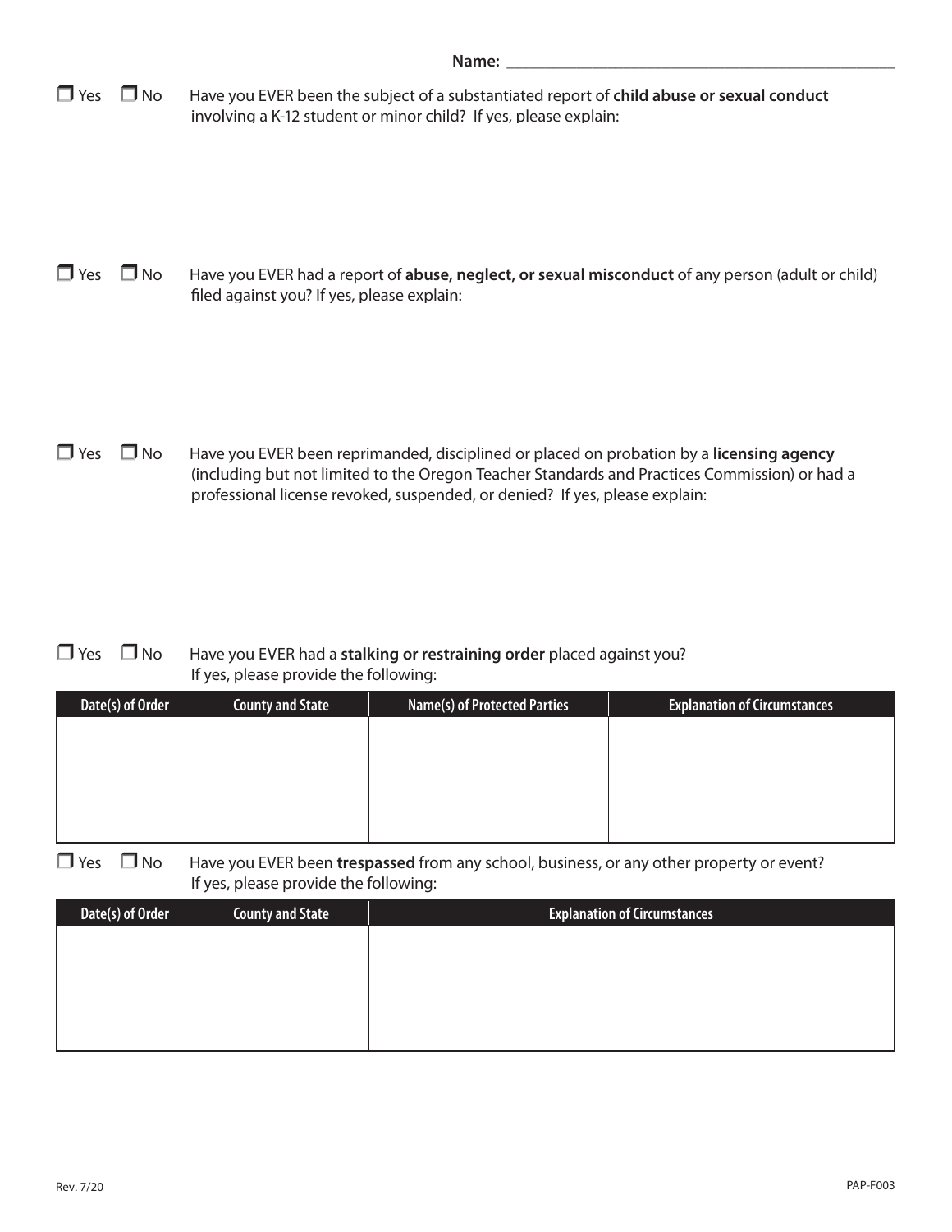**Name:** ______________________________________________

☐ Yes ☐ No Have you EVER been the subject of a substantiated report of **child abuse or sexual conduct** involving a K-12 student or minor child? If yes, please explain:

☐ Yes ☐ No Have you EVER had a report of **abuse, neglect, or sexual misconduct** of any person (adult or child) filed against you? If yes, please explain:

☐ Yes ☐ No Have you EVER been reprimanded, disciplined or placed on probation by a **licensing agency** (including but not limited to the Oregon Teacher Standards and Practices Commission) or had a professional license revoked, suspended, or denied? If yes, please explain:

☐ Yes ☐ No Have you EVER had a **stalking or restraining order** placed against you? If yes, please provide the following:

| Date(s) of Order | County and State | Name(s) of Protected Parties | Explanation of Circumstances |
|---|---|---|---|
| | | | |

☐ Yes ☐ No Have you EVER been **trespassed** from any school, business, or any other property or event? If yes, please provide the following:

| Date(s) of Order | County and State | Explanation of Circumstances |
|---|---|---|
| | | |

Rev. 7/20 PAP-F003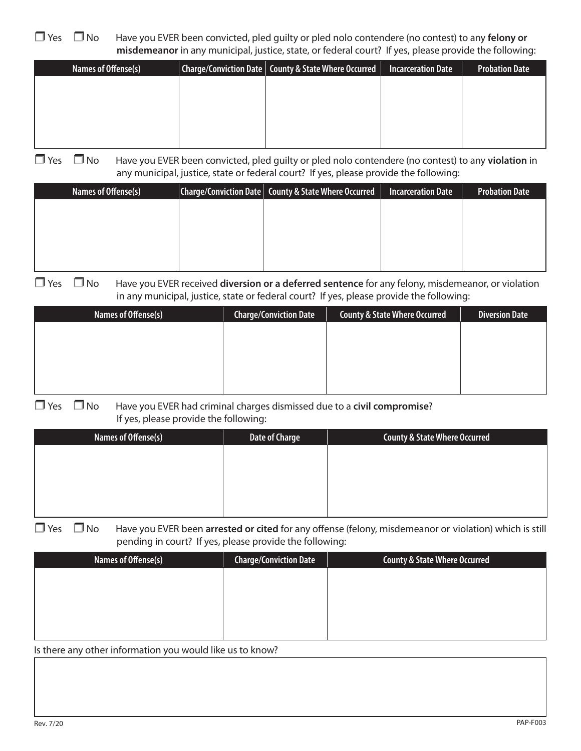☐ Yes ☐ No Have you EVER been convicted, pled guilty or pled nolo contendere (no contest) to any **felony or misdemeanor** in any municipal, justice, state, or federal court? If yes, please provide the following:

| Names of Offense(s) | Charge/Conviction Date | County & State Where Occurred | Incarceration Date | Probation Date |
|---|---|---|---|---|
| | | | | |
| | | | | |
| | | | | |

☐ Yes ☐ No Have you EVER been convicted, pled guilty or pled nolo contendere (no contest) to any **violation** in any municipal, justice, state or federal court? If yes, please provide the following:

| Names of Offense(s) | Charge/Conviction Date | County & State Where Occurred | Incarceration Date | Probation Date |
|---|---|---|---|---|
| | | | | |
| | | | | |
| | | | | |

☐ Yes ☐ No Have you EVER received **diversion or a deferred sentence** for any felony, misdemeanor, or violation in any municipal, justice, state or federal court? If yes, please provide the following:

| Names of Offense(s) | Charge/Conviction Date | County & State Where Occurred | Diversion Date |
|---|---|---|---|
| | | | |
| | | | |
| | | | |

☐ Yes ☐ No Have you EVER had criminal charges dismissed due to a **civil compromise**? If yes, please provide the following:

| Names of Offense(s) | Date of Charge | County & State Where Occurred |
|---|---|---|
| | | |
| | | |
| | | |

☐ Yes ☐ No Have you EVER been **arrested or cited** for any offense (felony, misdemeanor or violation) which is still pending in court? If yes, please provide the following:

| Names of Offense(s) | Charge/Conviction Date | County & State Where Occurred |
|---|---|---|
| | | |
| | | |
| | | |

Is there any other information you would like us to know?

Rev. 7/20

PAP-F003